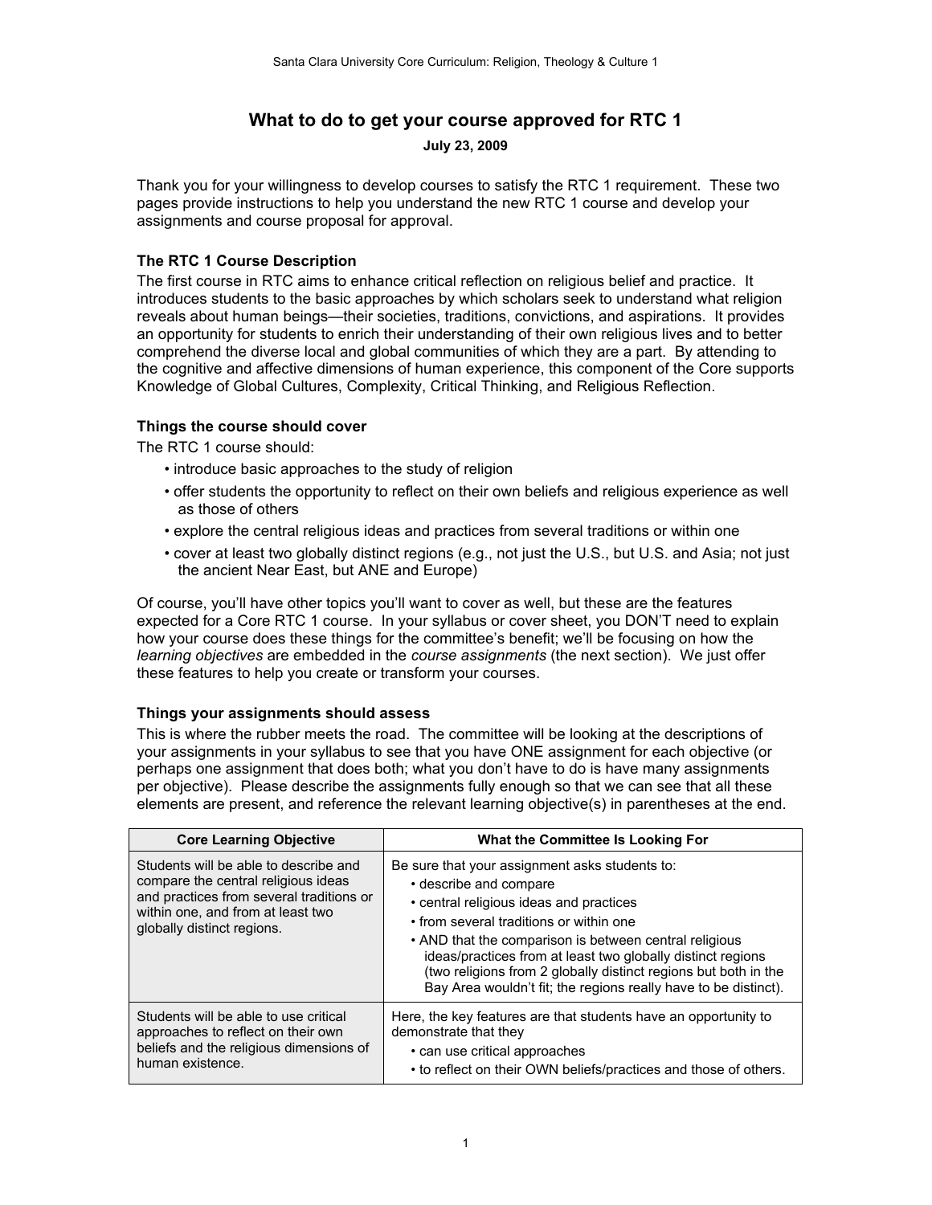# What to do to get your course approved for RTC 1

**July 23, 2009**

Thank you for your willingness to develop courses to satisfy the RTC 1 requirement. These two pages provide instructions to help you understand the new RTC 1 course and develop your assignments and course proposal for approval.

### The RTC 1 Course Description

The first course in RTC aims to enhance critical reflection on religious belief and practice. It introduces students to the basic approaches by which scholars seek to understand what religion reveals about human beings—their societies, traditions, convictions, and aspirations. It provides an opportunity for students to enrich their understanding of their own religious lives and to better comprehend the diverse local and global communities of which they are a part. By attending to the cognitive and affective dimensions of human experience, this component of the Core supports Knowledge of Global Cultures, Complexity, Critical Thinking, and Religious Reflection.

### Things the course should cover

The RTC 1 course should:

- introduce basic approaches to the study of religion
- offer students the opportunity to reflect on their own beliefs and religious experience as well as those of others
- explore the central religious ideas and practices from several traditions or within one
- cover at least two globally distinct regions (e.g., not just the U.S., but U.S. and Asia; not just the ancient Near East, but ANE and Europe)

Of course, you'll have other topics you'll want to cover as well, but these are the features expected for a Core RTC 1 course. In your syllabus or cover sheet, you DON'T need to explain how your course does these things for the committee's benefit; we'll be focusing on how the *learning objectives* are embedded in the *course assignments* (the next section). We just offer these features to help you create or transform your courses.

### Things your assignments should assess

This is where the rubber meets the road. The committee will be looking at the descriptions of your assignments in your syllabus to see that you have ONE assignment for each objective (or perhaps one assignment that does both; what you don't have to do is have many assignments per objective). Please describe the assignments fully enough so that we can see that all these elements are present, and reference the relevant learning objective(s) in parentheses at the end.

| Core Learning Objective | What the Committee Is Looking For |
|---|---|
| Students will be able to describe and compare the central religious ideas and practices from several traditions or within one, and from at least two globally distinct regions. | Be sure that your assignment asks students to: <br>• describe and compare <br>• central religious ideas and practices <br>• from several traditions or within one <br>• AND that the comparison is between central religious ideas/practices from at least two globally distinct regions (two religions from 2 globally distinct regions but both in the Bay Area wouldn't fit; the regions really have to be distinct). |
| Students will be able to use critical approaches to reflect on their own beliefs and the religious dimensions of human existence. | Here, the key features are that students have an opportunity to demonstrate that they <br>• can use critical approaches <br>• to reflect on their OWN beliefs/practices and those of others. |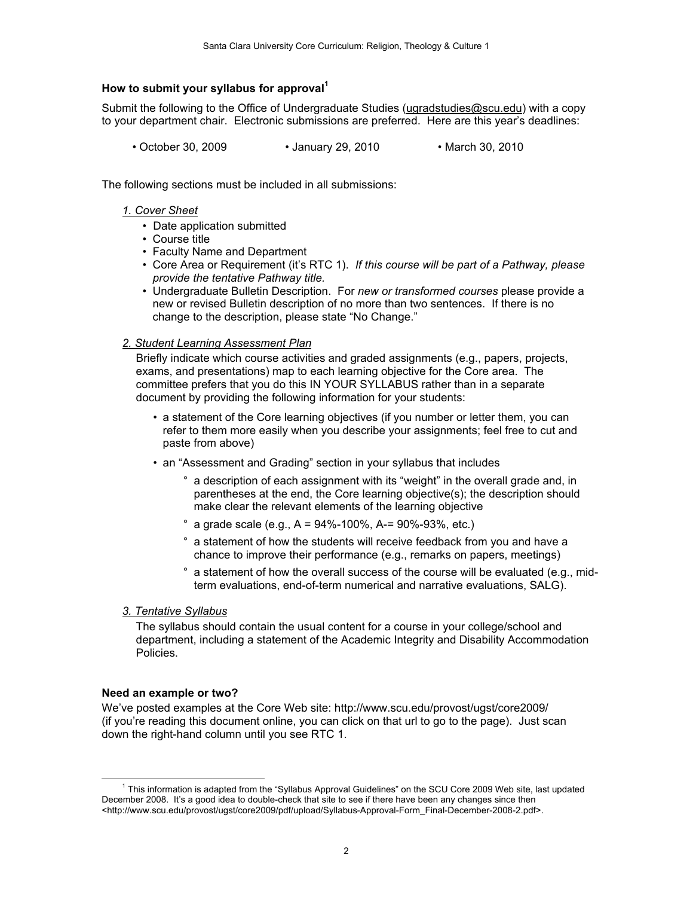### How to submit your syllabus for approval[1]

Submit the following to the Office of Undergraduate Studies (ugradstudies@scu.edu) with a copy to your department chair. Electronic submissions are preferred. Here are this year's deadlines:

- October 30, 2009
- January 29, 2010
- March 30, 2010

The following sections must be included in all submissions:

*1. Cover Sheet*

- Date application submitted
- Course title
- Faculty Name and Department
- Core Area or Requirement (it's RTC 1). *If this course will be part of a Pathway, please provide the tentative Pathway title.*
- Undergraduate Bulletin Description. For *new or transformed courses* please provide a new or revised Bulletin description of no more than two sentences. If there is no change to the description, please state "No Change."

*2. Student Learning Assessment Plan*

Briefly indicate which course activities and graded assignments (e.g., papers, projects, exams, and presentations) map to each learning objective for the Core area. The committee prefers that you do this IN YOUR SYLLABUS rather than in a separate document by providing the following information for your students:

- a statement of the Core learning objectives (if you number or letter them, you can refer to them more easily when you describe your assignments; feel free to cut and paste from above)
- an "Assessment and Grading" section in your syllabus that includes
  - a description of each assignment with its "weight" in the overall grade and, in parentheses at the end, the Core learning objective(s); the description should make clear the relevant elements of the learning objective
  - a grade scale (e.g., A = 94%-100%, A-= 90%-93%, etc.)
  - a statement of how the students will receive feedback from you and have a chance to improve their performance (e.g., remarks on papers, meetings)
  - a statement of how the overall success of the course will be evaluated (e.g., mid-term evaluations, end-of-term numerical and narrative evaluations, SALG).

*3. Tentative Syllabus*

The syllabus should contain the usual content for a course in your college/school and department, including a statement of the Academic Integrity and Disability Accommodation Policies.

### Need an example or two?

We've posted examples at the Core Web site: http://www.scu.edu/provost/ugst/core2009/ (if you're reading this document online, you can click on that url to go to the page). Just scan down the right-hand column until you see RTC 1.

---

[1] This information is adapted from the "Syllabus Approval Guidelines" on the SCU Core 2009 Web site, last updated December 2008. It's a good idea to double-check that site to see if there have been any changes since then <http://www.scu.edu/provost/ugst/core2009/pdf/upload/Syllabus-Approval-Form_Final-December-2008-2.pdf>.